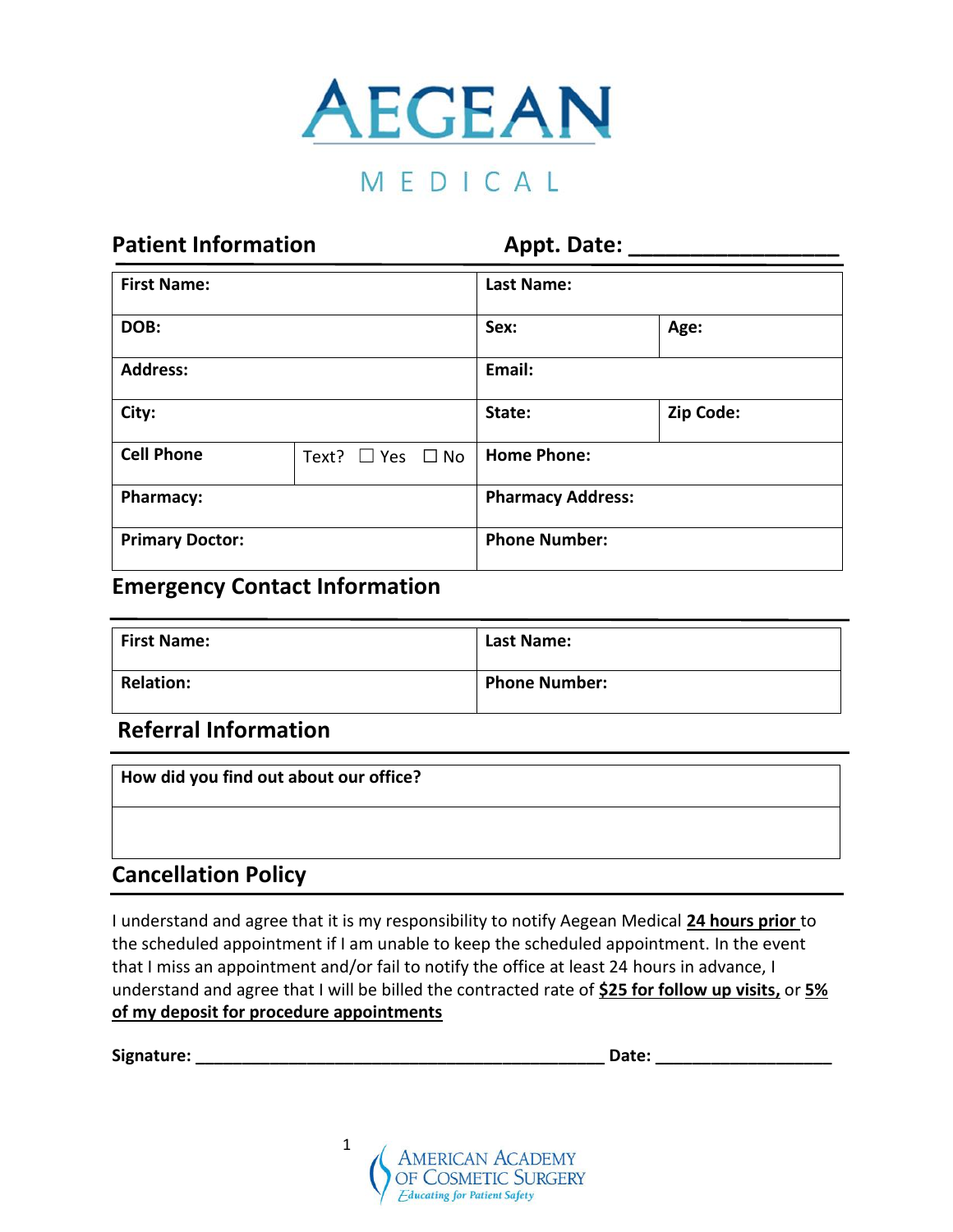# AEGEAN

MEDICAL

## Patient Information

**Appt. Date: ________________**

| **First Name:** | | **Last Name:** | |
|---|---|---|---|
| **DOB:** | | **Sex:** | **Age:** |
| **Address:** | | **Email:** | |
| **City:** | | **State:** | **Zip Code:** |
| **Cell Phone** | Text? ☐ Yes ☐ No | **Home Phone:** | |
| **Pharmacy:** | | **Pharmacy Address:** | |
| **Primary Doctor:** | | **Phone Number:** | |

## Emergency Contact Information

| **First Name:** | **Last Name:** |
|---|---|
| **Relation:** | **Phone Number:** |

## Referral Information

| **How did you find out about our office?** |
|---|
| |

## Cancellation Policy

I understand and agree that it is my responsibility to notify Aegean Medical **24 hours prior** to the scheduled appointment if I am unable to keep the scheduled appointment. In the event that I miss an appointment and/or fail to notify the office at least 24 hours in advance, I understand and agree that I will be billed the contracted rate of **$25 for follow up visits,** or **5% of my deposit for procedure appointments**

**Signature:** ____________________________________________ **Date:** ___________________

AMERICAN ACADEMY OF COSMETIC SURGERY

*Educating for Patient Safety*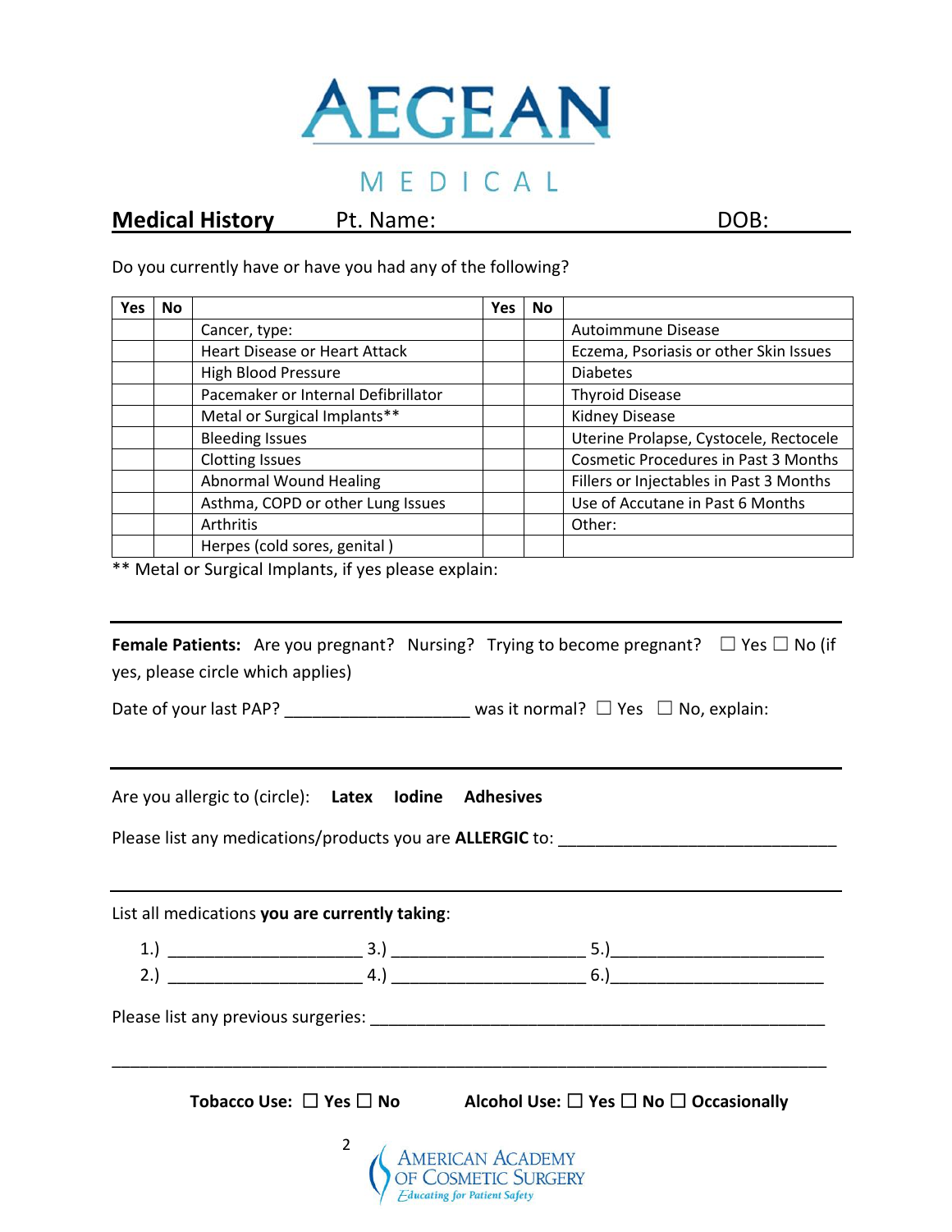# AEGEAN MEDICAL

**Medical History** Pt. Name: DOB:

Do you currently have or have you had any of the following?

| Yes | No | | Yes | No | |
|---|---|---|---|---|---|
| | | Cancer, type: | | | Autoimmune Disease |
| | | Heart Disease or Heart Attack | | | Eczema, Psoriasis or other Skin Issues |
| | | High Blood Pressure | | | Diabetes |
| | | Pacemaker or Internal Defibrillator | | | Thyroid Disease |
| | | Metal or Surgical Implants** | | | Kidney Disease |
| | | Bleeding Issues | | | Uterine Prolapse, Cystocele, Rectocele |
| | | Clotting Issues | | | Cosmetic Procedures in Past 3 Months |
| | | Abnormal Wound Healing | | | Fillers or Injectables in Past 3 Months |
| | | Asthma, COPD or other Lung Issues | | | Use of Accutane in Past 6 Months |
| | | Arthritis | | | Other: |
| | | Herpes (cold sores, genital ) | | | |

** Metal or Surgical Implants, if yes please explain:

---

**Female Patients:** Are you pregnant? Nursing? Trying to become pregnant? ☐ Yes ☐ No (if yes, please circle which applies)

Date of your last PAP? ____________________ was it normal? ☐ Yes ☐ No, explain:

---

Are you allergic to (circle): **Latex** **Iodine** **Adhesives**

Please list any medications/products you are **ALLERGIC** to: ______________________________

---

List all medications **you are currently taking**:

1.) _____________________ 3.) _____________________ 5.)_______________________

2.) _____________________ 4.) _____________________ 6.)_______________________

Please list any previous surgeries: __________________________________________________

______________________________________________________________________________

**Tobacco Use: ☐ Yes ☐ No** **Alcohol Use: ☐ Yes ☐ No ☐ Occasionally**

AMERICAN ACADEMY OF COSMETIC SURGERY
*Educating for Patient Safety*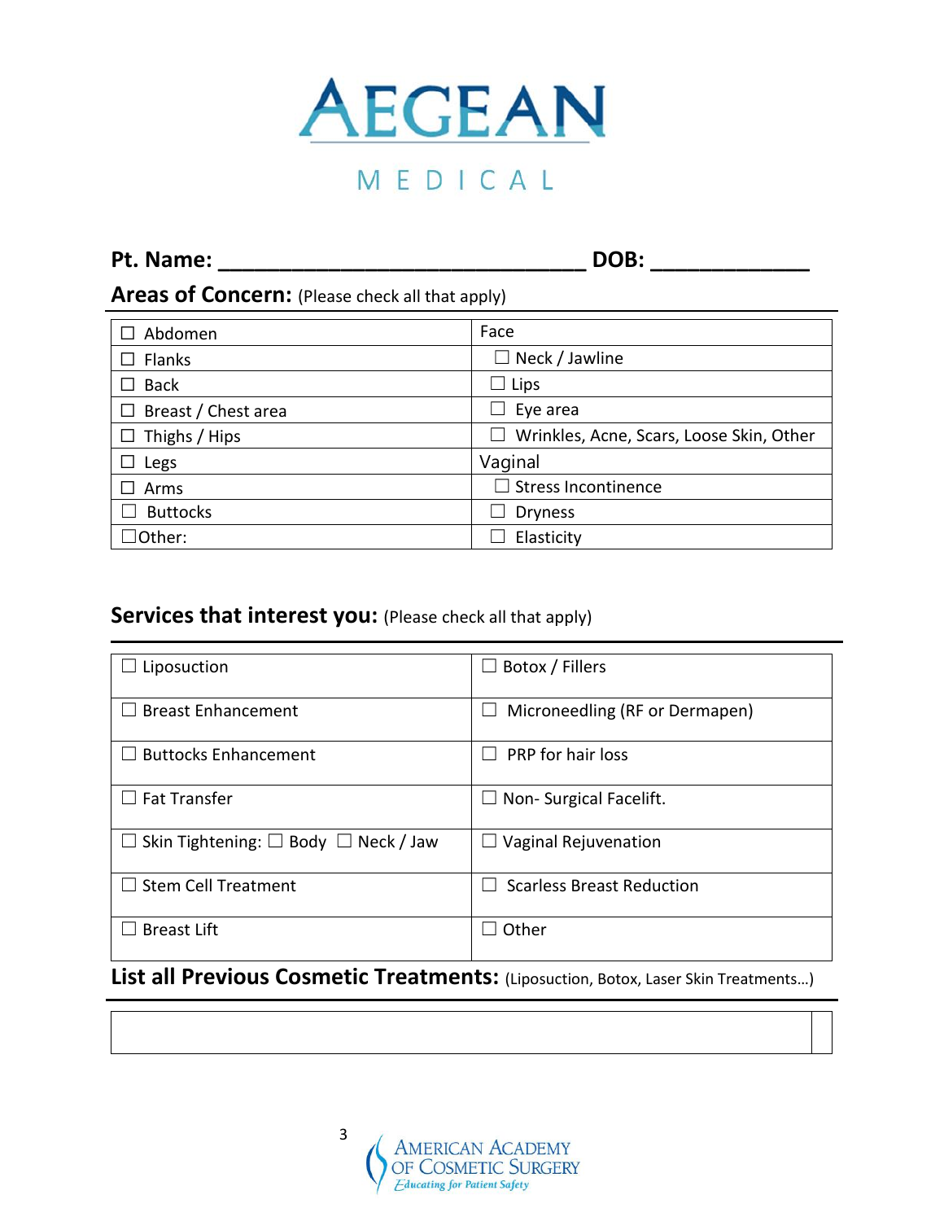# AEGEAN

MEDICAL

**Pt. Name: ______________________________ DOB: _____________**

## Areas of Concern: (Please check all that apply)

| | |
|---|---|
| ☐ Abdomen | Face |
| ☐ Flanks | ☐ Neck / Jawline |
| ☐ Back | ☐ Lips |
| ☐ Breast / Chest area | ☐ Eye area |
| ☐ Thighs / Hips | ☐ Wrinkles, Acne, Scars, Loose Skin, Other |
| ☐ Legs | Vaginal |
| ☐ Arms | ☐ Stress Incontinence |
| ☐ Buttocks | ☐ Dryness |
| ☐Other: | ☐ Elasticity |

## Services that interest you: (Please check all that apply)

| | |
|---|---|
| ☐ Liposuction | ☐ Botox / Fillers |
| ☐ Breast Enhancement | ☐ Microneedling (RF or Dermapen) |
| ☐ Buttocks Enhancement | ☐ PRP for hair loss |
| ☐ Fat Transfer | ☐ Non- Surgical Facelift. |
| ☐ Skin Tightening: ☐ Body ☐ Neck / Jaw | ☐ Vaginal Rejuvenation |
| ☐ Stem Cell Treatment | ☐ Scarless Breast Reduction |
| ☐ Breast Lift | ☐ Other |

## List all Previous Cosmetic Treatments: (Liposuction, Botox, Laser Skin Treatments…)

| |
|---|
| |

AMERICAN ACADEMY OF COSMETIC SURGERY
*Educating for Patient Safety*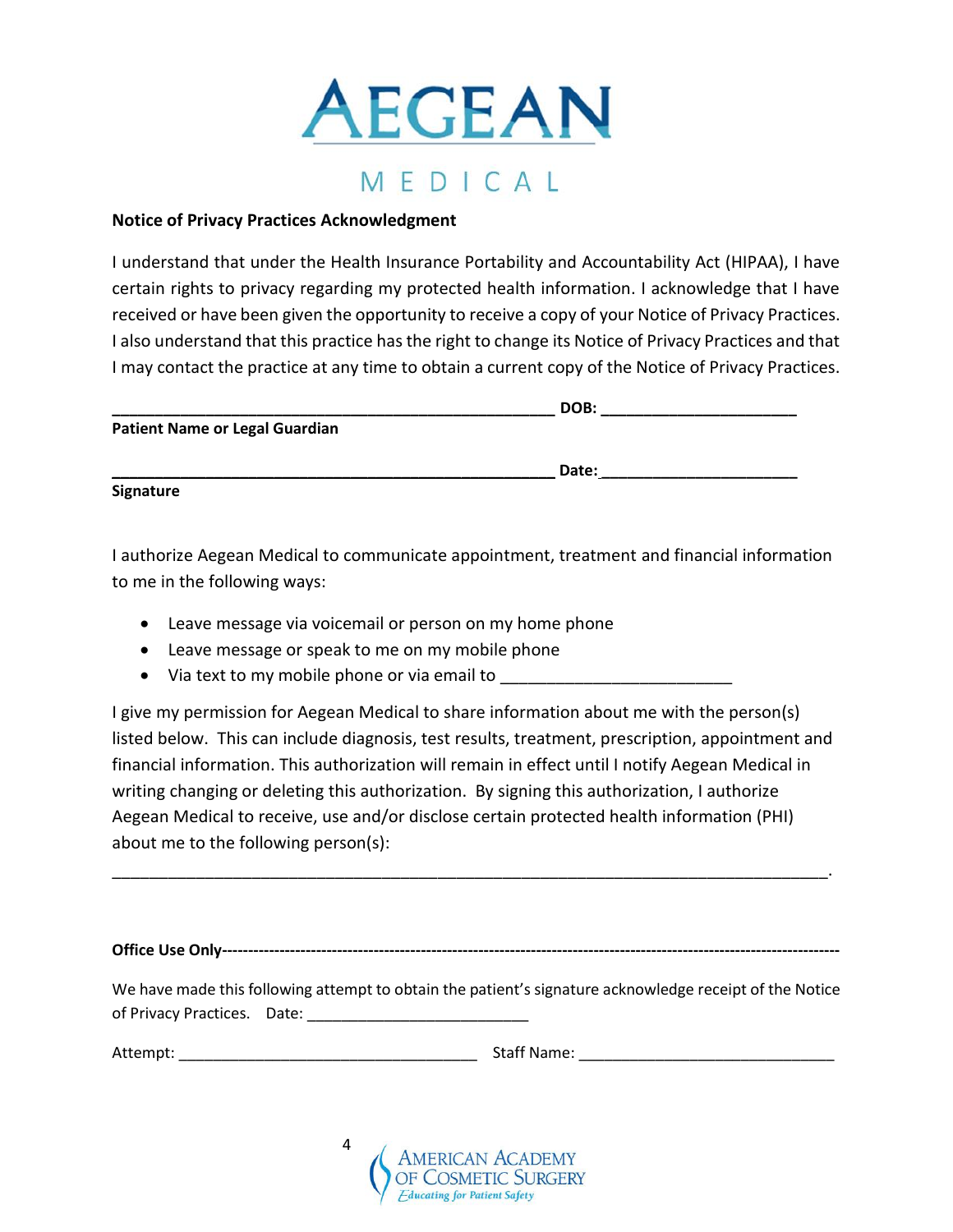AEGEAN

MEDICAL

**Notice of Privacy Practices Acknowledgment**

I understand that under the Health Insurance Portability and Accountability Act (HIPAA), I have certain rights to privacy regarding my protected health information. I acknowledge that I have received or have been given the opportunity to receive a copy of your Notice of Privacy Practices. I also understand that this practice has the right to change its Notice of Privacy Practices and that I may contact the practice at any time to obtain a current copy of the Notice of Privacy Practices.

**_______________________________________________ DOB: _____________________**

**Patient Name or Legal Guardian**

**_______________________________________________ Date: _____________________**

**Signature**

I authorize Aegean Medical to communicate appointment, treatment and financial information to me in the following ways:

- Leave message via voicemail or person on my home phone
- Leave message or speak to me on my mobile phone
- Via text to my mobile phone or via email to _________________________

I give my permission for Aegean Medical to share information about me with the person(s) listed below. This can include diagnosis, test results, treatment, prescription, appointment and financial information. This authorization will remain in effect until I notify Aegean Medical in writing changing or deleting this authorization. By signing this authorization, I authorize Aegean Medical to receive, use and/or disclose certain protected health information (PHI) about me to the following person(s):

_______________________________________________________________________________.

**Office Use Only------------------------------------------------------------------------------------------------------------**

We have made this following attempt to obtain the patient's signature acknowledge receipt of the Notice of Privacy Practices. Date: _________________________

Attempt: __________________________________ Staff Name: _____________________________

AMERICAN ACADEMY OF COSMETIC SURGERY

*Educating for Patient Safety*